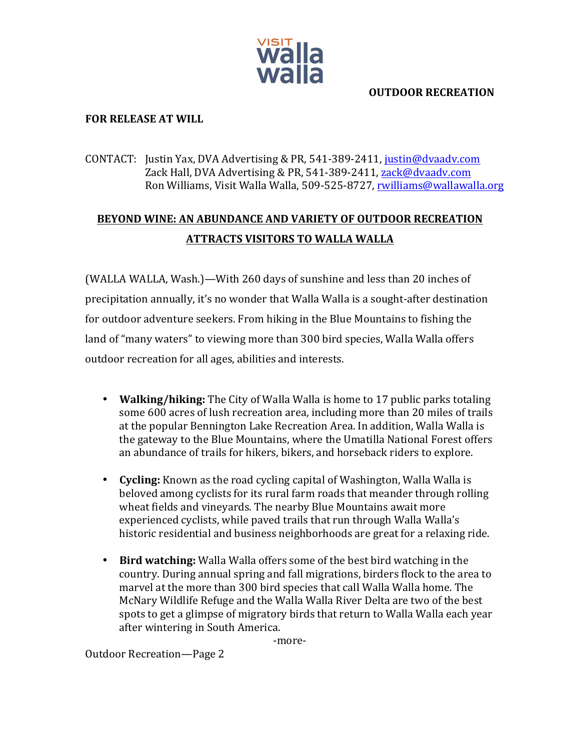VISIT walla walla

**OUTDOOR RECREATION**

**FOR RELEASE AT WILL**

CONTACT: Justin Yax, DVA Advertising & PR, 541-389-2411, justin@dvaadv.com
Zack Hall, DVA Advertising & PR, 541-389-2411, zack@dvaadv.com
Ron Williams, Visit Walla Walla, 509-525-8727, rwilliams@wallawalla.org

## BEYOND WINE: AN ABUNDANCE AND VARIETY OF OUTDOOR RECREATION ATTRACTS VISITORS TO WALLA WALLA

(WALLA WALLA, Wash.)—With 260 days of sunshine and less than 20 inches of precipitation annually, it's no wonder that Walla Walla is a sought-after destination for outdoor adventure seekers. From hiking in the Blue Mountains to fishing the land of "many waters" to viewing more than 300 bird species, Walla Walla offers outdoor recreation for all ages, abilities and interests.

- **Walking/hiking:** The City of Walla Walla is home to 17 public parks totaling some 600 acres of lush recreation area, including more than 20 miles of trails at the popular Bennington Lake Recreation Area. In addition, Walla Walla is the gateway to the Blue Mountains, where the Umatilla National Forest offers an abundance of trails for hikers, bikers, and horseback riders to explore.

- **Cycling:** Known as the road cycling capital of Washington, Walla Walla is beloved among cyclists for its rural farm roads that meander through rolling wheat fields and vineyards. The nearby Blue Mountains await more experienced cyclists, while paved trails that run through Walla Walla's historic residential and business neighborhoods are great for a relaxing ride.

- **Bird watching:** Walla Walla offers some of the best bird watching in the country. During annual spring and fall migrations, birders flock to the area to marvel at the more than 300 bird species that call Walla Walla home. The McNary Wildlife Refuge and the Walla Walla River Delta are two of the best spots to get a glimpse of migratory birds that return to Walla Walla each year after wintering in South America.

-more-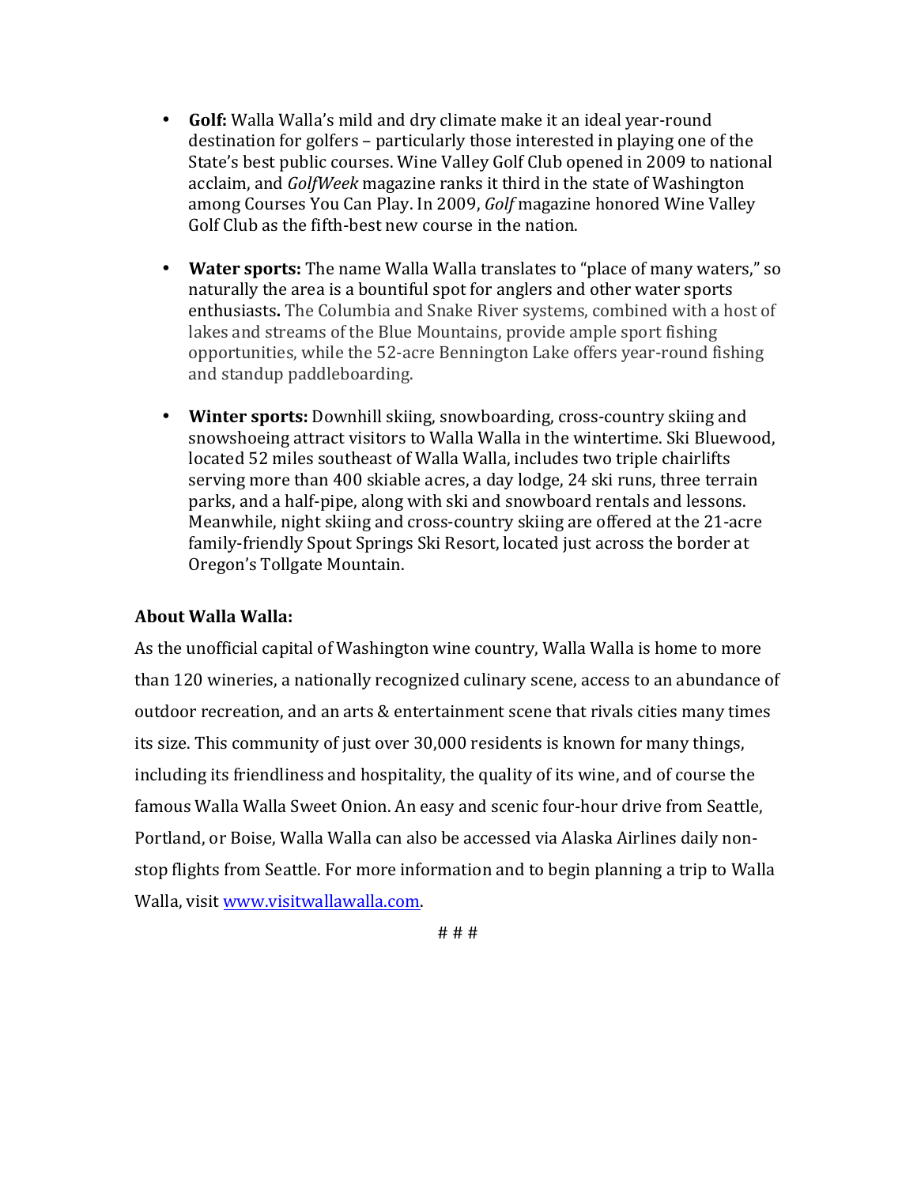- **Golf:** Walla Walla's mild and dry climate make it an ideal year-round destination for golfers – particularly those interested in playing one of the State's best public courses. Wine Valley Golf Club opened in 2009 to national acclaim, and *GolfWeek* magazine ranks it third in the state of Washington among Courses You Can Play. In 2009, *Golf* magazine honored Wine Valley Golf Club as the fifth-best new course in the nation.

- **Water sports:** The name Walla Walla translates to "place of many waters," so naturally the area is a bountiful spot for anglers and other water sports enthusiasts**.** The Columbia and Snake River systems, combined with a host of lakes and streams of the Blue Mountains, provide ample sport fishing opportunities, while the 52-acre Bennington Lake offers year-round fishing and standup paddleboarding.

- **Winter sports:** Downhill skiing, snowboarding, cross-country skiing and snowshoeing attract visitors to Walla Walla in the wintertime. Ski Bluewood, located 52 miles southeast of Walla Walla, includes two triple chairlifts serving more than 400 skiable acres, a day lodge, 24 ski runs, three terrain parks, and a half-pipe, along with ski and snowboard rentals and lessons. Meanwhile, night skiing and cross-country skiing are offered at the 21-acre family-friendly Spout Springs Ski Resort, located just across the border at Oregon's Tollgate Mountain.

**About Walla Walla:**

As the unofficial capital of Washington wine country, Walla Walla is home to more than 120 wineries, a nationally recognized culinary scene, access to an abundance of outdoor recreation, and an arts & entertainment scene that rivals cities many times its size. This community of just over 30,000 residents is known for many things, including its friendliness and hospitality, the quality of its wine, and of course the famous Walla Walla Sweet Onion. An easy and scenic four-hour drive from Seattle, Portland, or Boise, Walla Walla can also be accessed via Alaska Airlines daily non-stop flights from Seattle. For more information and to begin planning a trip to Walla Walla, visit [www.visitwallawalla.com](http://www.visitwallawalla.com).

# # #